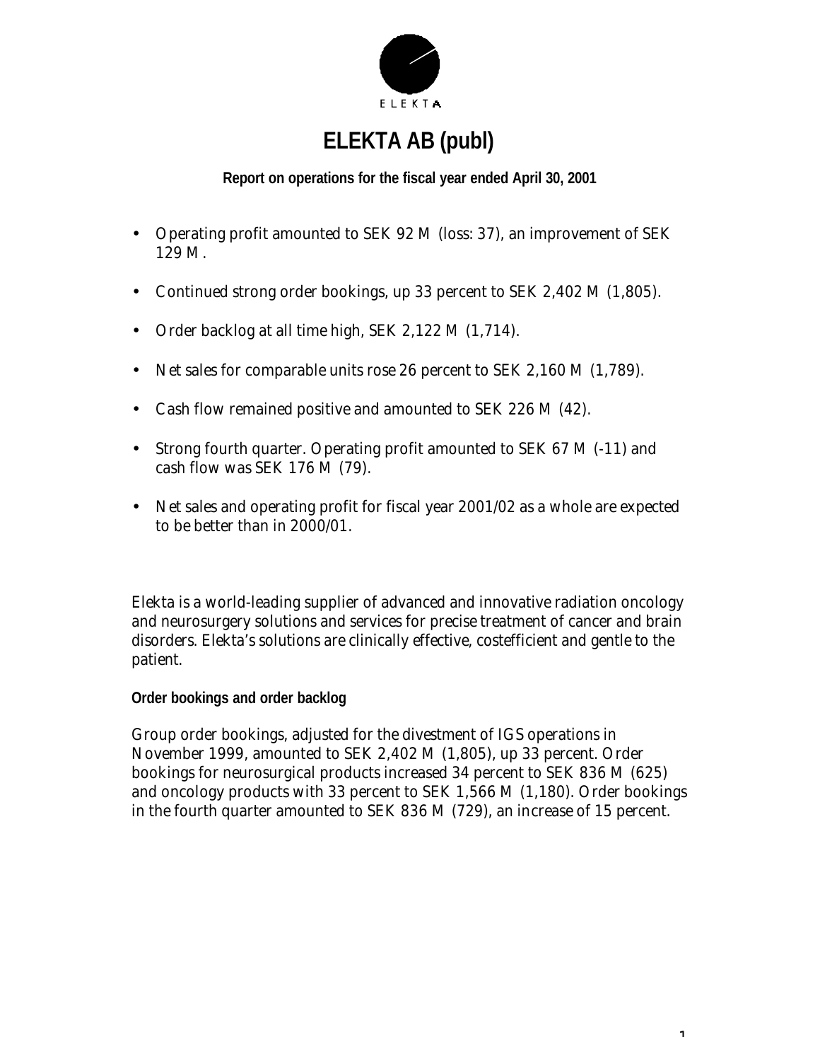# ELEKTA AB (publ)

**Report on operations for the fiscal year ended April 30, 2001**

- Operating profit amounted to SEK 92 M (loss: 37), an improvement of SEK 129 M.
- Continued strong order bookings, up 33 percent to SEK 2,402 M (1,805).
- Order backlog at all time high, SEK 2,122 M (1,714).
- Net sales for comparable units rose 26 percent to SEK 2,160 M (1,789).
- Cash flow remained positive and amounted to SEK 226 M (42).
- Strong fourth quarter. Operating profit amounted to SEK 67 M (-11) and cash flow was SEK 176 M (79).
- Net sales and operating profit for fiscal year 2001/02 as a whole are expected to be better than in 2000/01.

Elekta is a world-leading supplier of advanced and innovative radiation oncology and neurosurgery solutions and services for precise treatment of cancer and brain disorders. Elekta's solutions are clinically effective, costefficient and gentle to the patient.

**Order bookings and order backlog**

Group order bookings, adjusted for the divestment of IGS operations in November 1999, amounted to SEK 2,402 M (1,805), up 33 percent. Order bookings for neurosurgical products increased 34 percent to SEK 836 M (625) and oncology products with 33 percent to SEK 1,566 M (1,180). Order bookings in the fourth quarter amounted to SEK 836 M (729), an increase of 15 percent.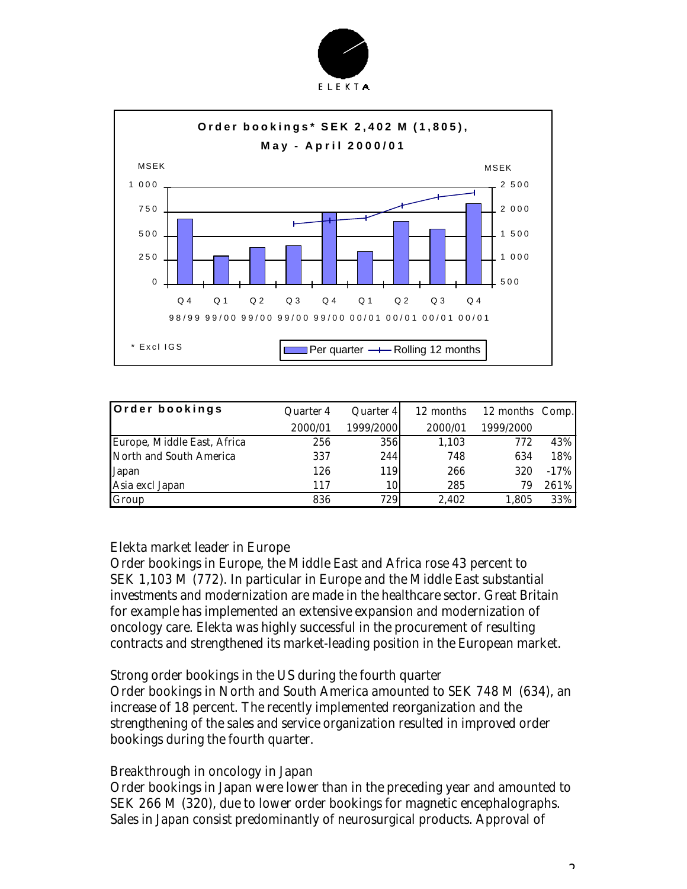Order bookings* SEK 2,402 M (1,805), May - April 2000/01

MSEK

| | Q4 98/99 | Q1 99/00 | Q2 99/00 | Q3 99/00 | Q4 99/00 | Q1 00/01 | Q2 00/01 | Q3 00/01 | Q4 00/01 |
|---|---|---|---|---|---|---|---|---|---|

\* Excl IGS

Per quarter — Rolling 12 months

| Order bookings | Quarter 4 2000/01 | Quarter 4 1999/2000 | 12 months 2000/01 | 12 months 1999/2000 | Comp. |
|---|---|---|---|---|---|
| Europe, Middle East, Africa | 256 | 356 | 1,103 | 772 | 43% |
| North and South America | 337 | 244 | 748 | 634 | 18% |
| Japan | 126 | 119 | 266 | 320 | -17% |
| Asia excl Japan | 117 | 10 | 285 | 79 | 261% |
| Group | 836 | 729 | 2,402 | 1,805 | 33% |

Elekta market leader in Europe

Order bookings in Europe, the Middle East and Africa rose 43 percent to SEK 1,103 M (772). In particular in Europe and the Middle East substantial investments and modernization are made in the healthcare sector. Great Britain for example has implemented an extensive expansion and modernization of oncology care. Elekta was highly successful in the procurement of resulting contracts and strengthened its market-leading position in the European market.

Strong order bookings in the US during the fourth quarter

Order bookings in North and South America amounted to SEK 748 M (634), an increase of 18 percent. The recently implemented reorganization and the strengthening of the sales and service organization resulted in improved order bookings during the fourth quarter.

Breakthrough in oncology in Japan

Order bookings in Japan were lower than in the preceding year and amounted to SEK 266 M (320), due to lower order bookings for magnetic encephalographs. Sales in Japan consist predominantly of neurosurgical products. Approval of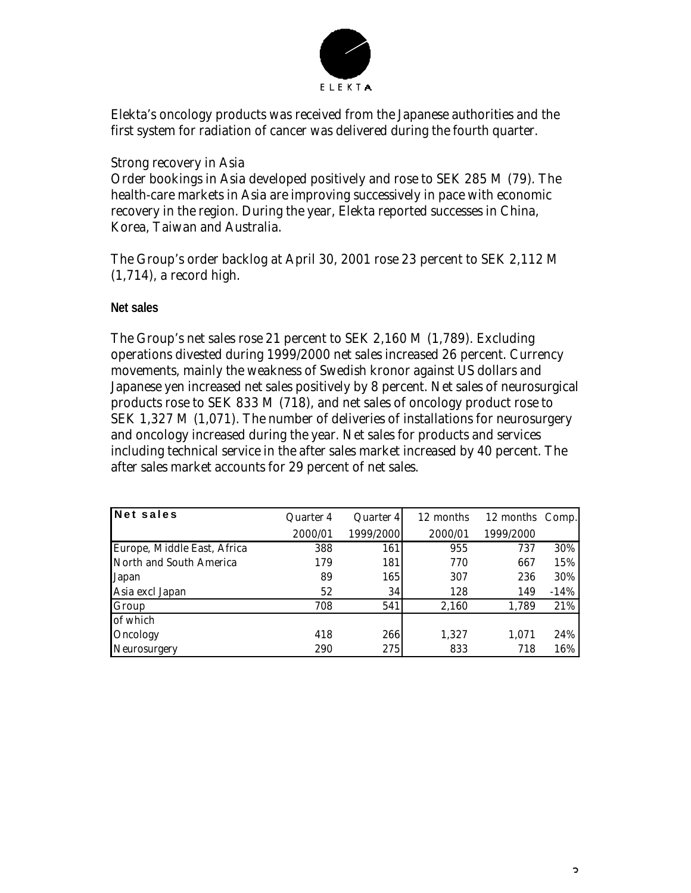Elekta's oncology products was received from the Japanese authorities and the first system for radiation of cancer was delivered during the fourth quarter.

Strong recovery in Asia

Order bookings in Asia developed positively and rose to SEK 285 M (79). The health-care markets in Asia are improving successively in pace with economic recovery in the region. During the year, Elekta reported successes in China, Korea, Taiwan and Australia.

The Group's order backlog at April 30, 2001 rose 23 percent to SEK 2,112 M (1,714), a record high.

**Net sales**

The Group's net sales rose 21 percent to SEK 2,160 M (1,789). Excluding operations divested during 1999/2000 net sales increased 26 percent. Currency movements, mainly the weakness of Swedish kronor against US dollars and Japanese yen increased net sales positively by 8 percent. Net sales of neurosurgical products rose to SEK 833 M (718), and net sales of oncology product rose to SEK 1,327 M (1,071). The number of deliveries of installations for neurosurgery and oncology increased during the year. Net sales for products and services including technical service in the after sales market increased by 40 percent. The after sales market accounts for 29 percent of net sales.

| Net sales | Quarter 4 2000/01 | Quarter 4 1999/2000 | 12 months 2000/01 | 12 months 1999/2000 | Comp. |
|---|---|---|---|---|---|
| Europe, Middle East, Africa | 388 | 161 | 955 | 737 | 30% |
| North and South America | 179 | 181 | 770 | 667 | 15% |
| Japan | 89 | 165 | 307 | 236 | 30% |
| Asia excl Japan | 52 | 34 | 128 | 149 | -14% |
| Group | 708 | 541 | 2,160 | 1,789 | 21% |
| of which | | | | | |
| Oncology | 418 | 266 | 1,327 | 1,071 | 24% |
| Neurosurgery | 290 | 275 | 833 | 718 | 16% |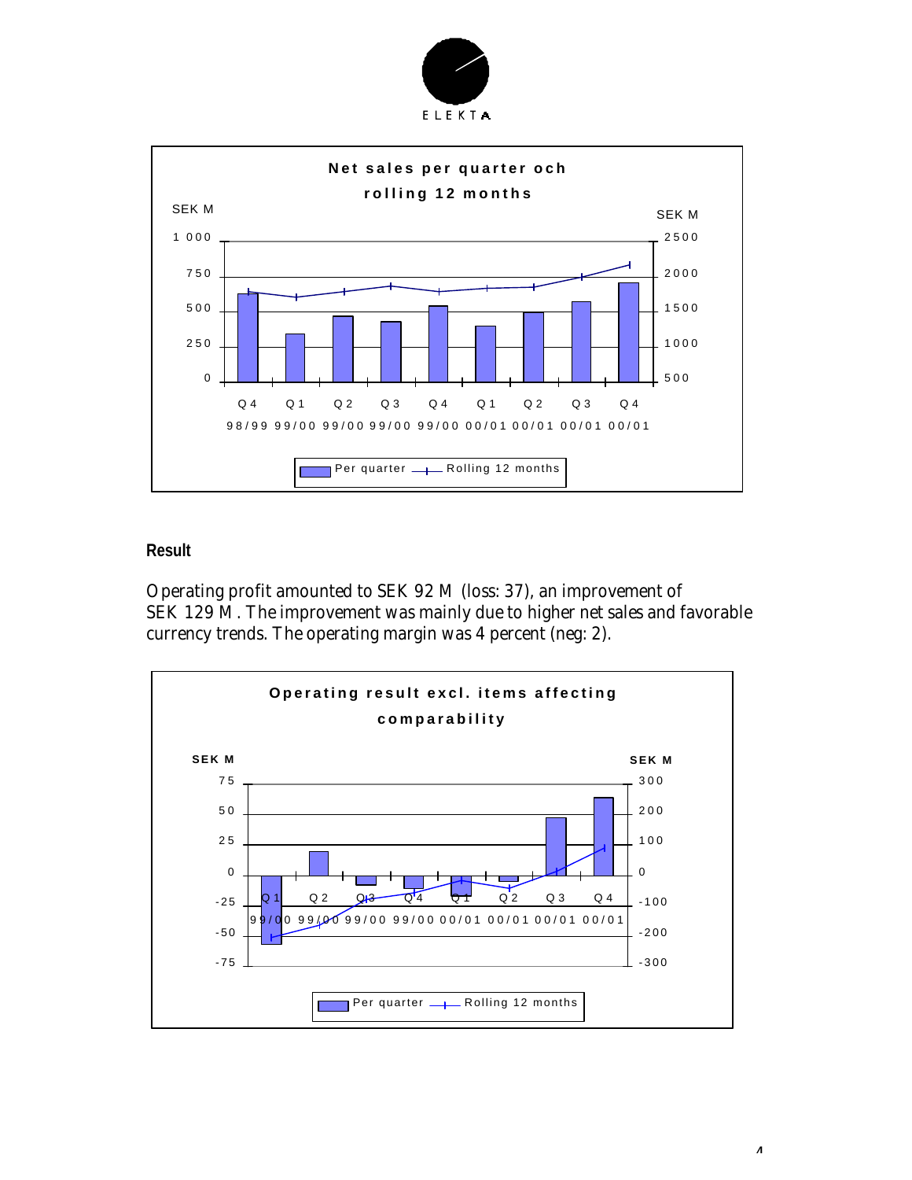**Net sales per quarter och rolling 12 months**

SEK M (left axis: 0 – 1 000) / SEK M (right axis: 500 – 2 500)

Q 4 98/99, Q 1 99/00, Q 2 99/00, Q 3 99/00, Q 4 99/00, Q 1 00/01, Q 2 00/01, Q 3 00/01, Q 4 00/01

Per quarter — Rolling 12 months

## Result

Operating profit amounted to SEK 92 M (loss: 37), an improvement of SEK 129 M. The improvement was mainly due to higher net sales and favorable currency trends. The operating margin was 4 percent (neg: 2).

**Operating result excl. items affecting comparability**

SEK M (left axis: -75 – 75) / SEK M (right axis: -300 – 300)

Q 1 99/00, Q 2 99/00, Q 3 99/00, Q 4 99/00, Q 1 00/01, Q 2 00/01, Q 3 00/01, Q 4 00/01

Per quarter — Rolling 12 months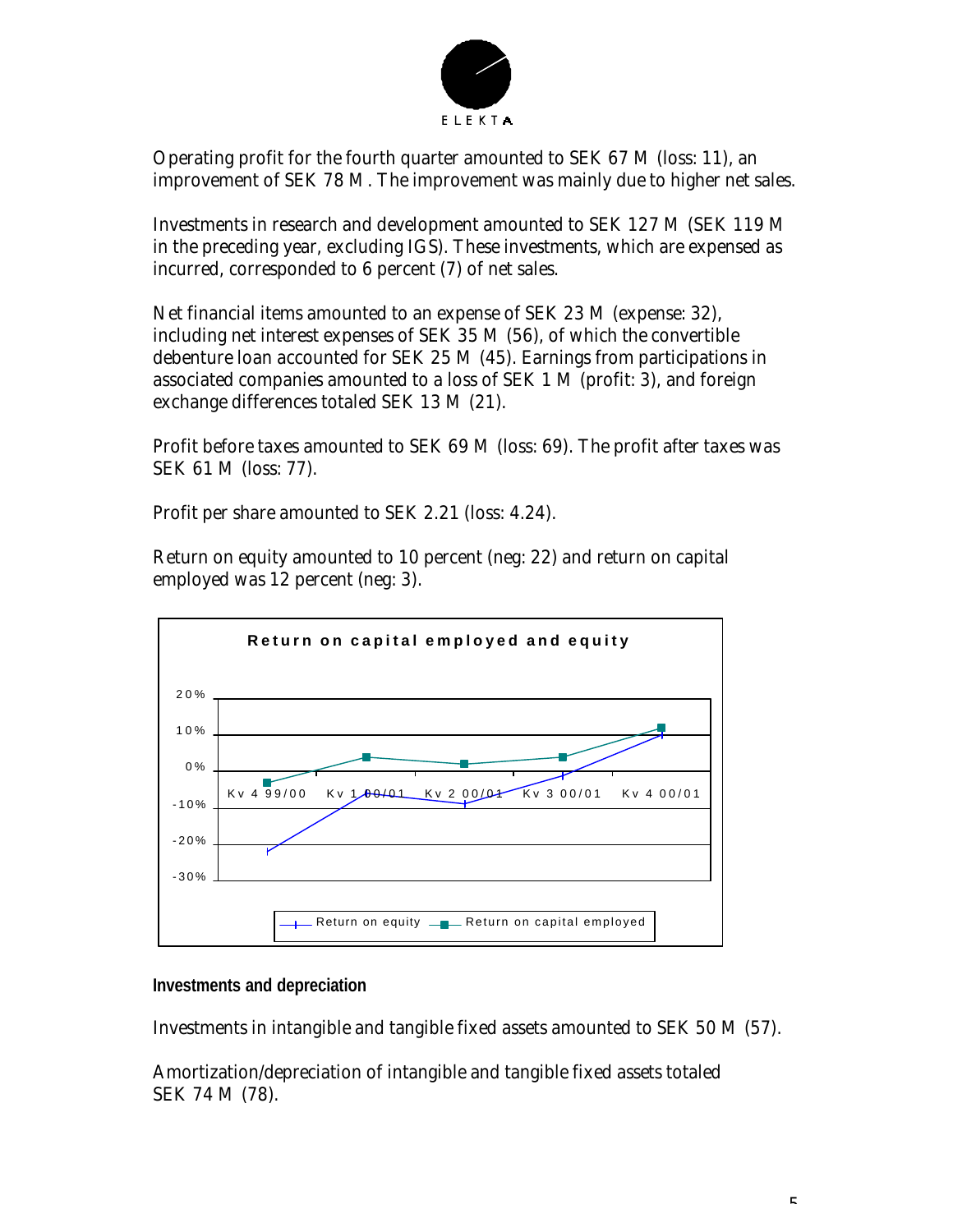Operating profit for the fourth quarter amounted to SEK 67 M (loss: 11), an improvement of SEK 78 M. The improvement was mainly due to higher net sales.

Investments in research and development amounted to SEK 127 M (SEK 119 M in the preceding year, excluding IGS). These investments, which are expensed as incurred, corresponded to 6 percent (7) of net sales.

Net financial items amounted to an expense of SEK 23 M (expense: 32), including net interest expenses of SEK 35 M (56), of which the convertible debenture loan accounted for SEK 25 M (45). Earnings from participations in associated companies amounted to a loss of SEK 1 M (profit: 3), and foreign exchange differences totaled SEK 13 M (21).

Profit before taxes amounted to SEK 69 M (loss: 69). The profit after taxes was SEK 61 M (loss: 77).

Profit per share amounted to SEK 2.21 (loss: 4.24).

Return on equity amounted to 10 percent (neg: 22) and return on capital employed was 12 percent (neg: 3).

**Return on capital employed and equity**

| | Kv 4 99/00 | Kv 1 00/01 | Kv 2 00/01 | Kv 3 00/01 | Kv 4 00/01 |
|---|---|---|---|---|---|
| Return on equity | -22% | -6% | -9% | -1% | 10% |
| Return on capital employed | -3% | 4% | 2% | 4% | 12% |

## Investments and depreciation

Investments in intangible and tangible fixed assets amounted to SEK 50 M (57).

Amortization/depreciation of intangible and tangible fixed assets totaled SEK 74 M (78).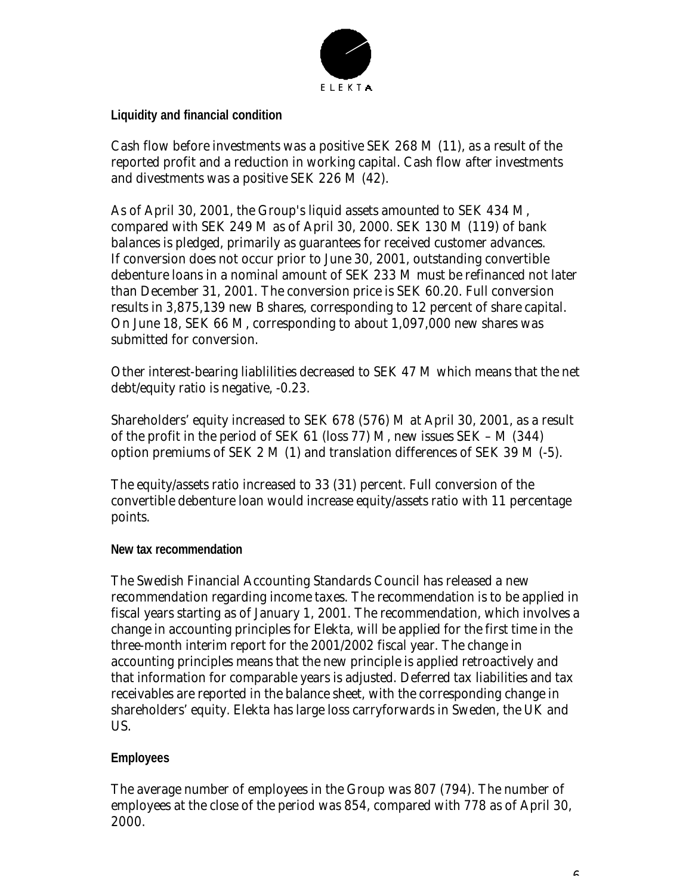## Liquidity and financial condition

Cash flow before investments was a positive SEK 268 M (11), as a result of the reported profit and a reduction in working capital. Cash flow after investments and divestments was a positive SEK 226 M (42).

As of April 30, 2001, the Group's liquid assets amounted to SEK 434 M, compared with SEK 249 M as of April 30, 2000. SEK 130 M (119) of bank balances is pledged, primarily as guarantees for received customer advances. If conversion does not occur prior to June 30, 2001, outstanding convertible debenture loans in a nominal amount of SEK 233 M must be refinanced not later than December 31, 2001. The conversion price is SEK 60.20. Full conversion results in 3,875,139 new B shares, corresponding to 12 percent of share capital. On June 18, SEK 66 M, corresponding to about 1,097,000 new shares was submitted for conversion.

Other interest-bearing liablilities decreased to SEK 47 M which means that the net debt/equity ratio is negative, -0.23.

Shareholders' equity increased to SEK 678 (576) M at April 30, 2001, as a result of the profit in the period of SEK 61 (loss 77) M, new issues SEK – M (344) option premiums of SEK 2 M (1) and translation differences of SEK 39 M (-5).

The equity/assets ratio increased to 33 (31) percent. Full conversion of the convertible debenture loan would increase equity/assets ratio with 11 percentage points.

## New tax recommendation

The Swedish Financial Accounting Standards Council has released a new recommendation regarding income taxes. The recommendation is to be applied in fiscal years starting as of January 1, 2001. The recommendation, which involves a change in accounting principles for Elekta, will be applied for the first time in the three-month interim report for the 2001/2002 fiscal year. The change in accounting principles means that the new principle is applied retroactively and that information for comparable years is adjusted. Deferred tax liabilities and tax receivables are reported in the balance sheet, with the corresponding change in shareholders' equity. Elekta has large loss carryforwards in Sweden, the UK and US.

## Employees

The average number of employees in the Group was 807 (794). The number of employees at the close of the period was 854, compared with 778 as of April 30, 2000.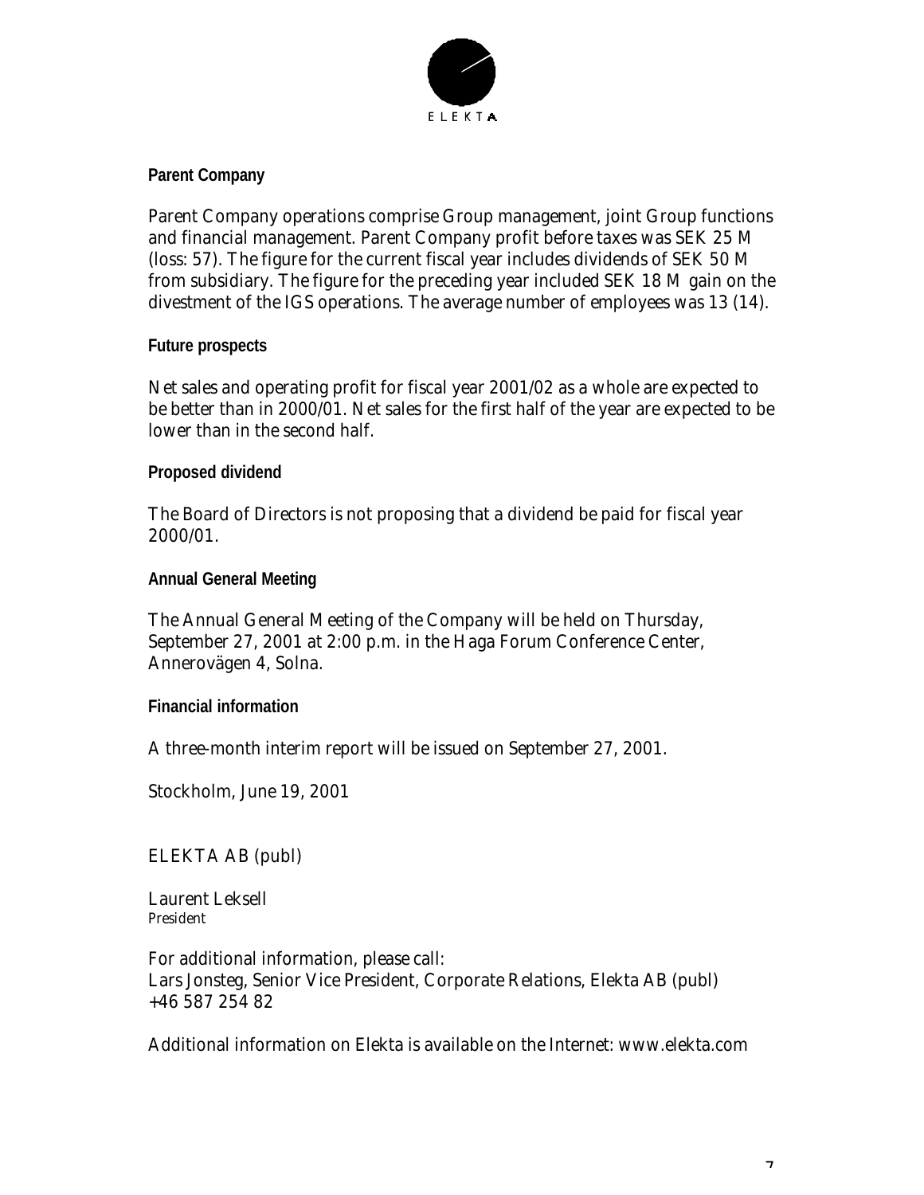## Parent Company

Parent Company operations comprise Group management, joint Group functions and financial management. Parent Company profit before taxes was SEK 25 M (loss: 57). The figure for the current fiscal year includes dividends of SEK 50 M from subsidiary. The figure for the preceding year included SEK 18 M gain on the divestment of the IGS operations. The average number of employees was 13 (14).

## Future prospects

Net sales and operating profit for fiscal year 2001/02 as a whole are expected to be better than in 2000/01. Net sales for the first half of the year are expected to be lower than in the second half.

## Proposed dividend

The Board of Directors is not proposing that a dividend be paid for fiscal year 2000/01.

## Annual General Meeting

The Annual General Meeting of the Company will be held on Thursday, September 27, 2001 at 2:00 p.m. in the Haga Forum Conference Center, Annerovägen 4, Solna.

## Financial information

A three-month interim report will be issued on September 27, 2001.

Stockholm, June 19, 2001

ELEKTA AB (publ)

Laurent Leksell
*President*

For additional information, please call:
Lars Jonsteg, Senior Vice President, Corporate Relations, Elekta AB (publ)
+46 587 254 82

Additional information on Elekta is available on the Internet: www.elekta.com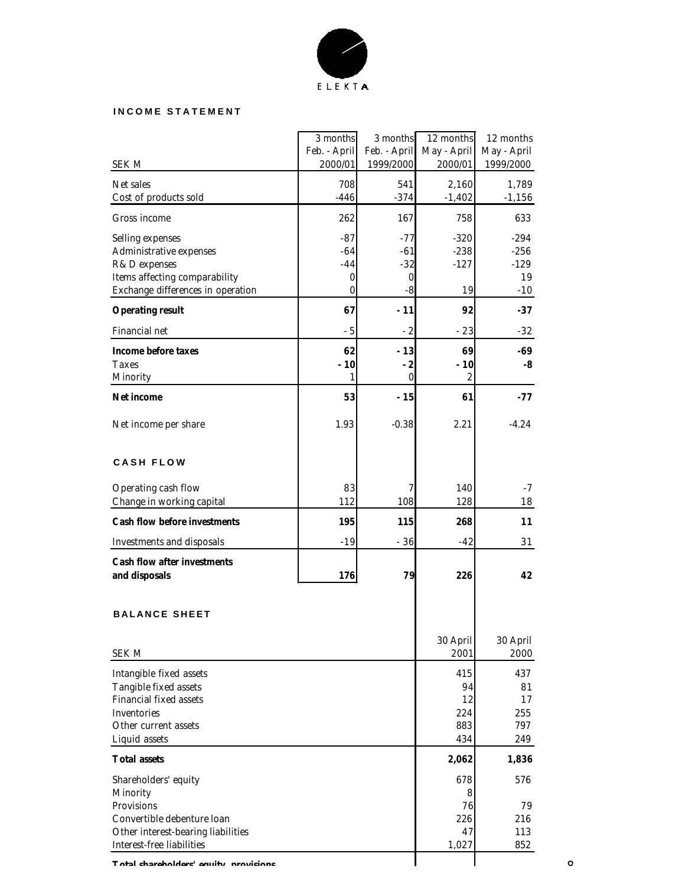ELEKTA

## INCOME STATEMENT

| SEK M | 3 months Feb. - April 2000/01 | 3 months Feb. - April 1999/2000 | 12 months May - April 2000/01 | 12 months May - April 1999/2000 |
|---|---|---|---|---|
| Net sales | 708 | 541 | 2,160 | 1,789 |
| Cost of products sold | -446 | -374 | -1,402 | -1,156 |
| Gross income | 262 | 167 | 758 | 633 |
| Selling expenses | -87 | -77 | -320 | -294 |
| Administrative expenses | -64 | -61 | -238 | -256 |
| R & D expenses | -44 | -32 | -127 | -129 |
| Items affecting comparability | 0 | 0 | | 19 |
| Exchange differences in operation | 0 | -8 | 19 | -10 |
| **Operating result** | **67** | **- 11** | **92** | **-37** |
| Financial net | - 5 | - 2 | - 23 | -32 |
| **Income before taxes** | **62** | **- 13** | **69** | **-69** |
| Taxes | **- 10** | **- 2** | **- 10** | **-8** |
| Minority | 1 | 0 | 2 | |
| **Net income** | **53** | **- 15** | **61** | **-77** |
| Net income per share | 1.93 | -0.38 | 2.21 | -4.24 |

## CASH FLOW

| | 3 months Feb. - April 2000/01 | 3 months Feb. - April 1999/2000 | 12 months May - April 2000/01 | 12 months May - April 1999/2000 |
|---|---|---|---|---|
| Operating cash flow | 83 | 7 | 140 | -7 |
| Change in working capital | 112 | 108 | 128 | 18 |
| **Cash flow before investments** | **195** | **115** | **268** | **11** |
| Investments and disposals | -19 | - 36 | -42 | 31 |
| **Cash flow after investments and disposals** | **176** | **79** | **226** | **42** |

## BALANCE SHEET

| SEK M | 30 April 2001 | 30 April 2000 |
|---|---|---|
| Intangible fixed assets | 415 | 437 |
| Tangible fixed assets | 94 | 81 |
| Financial fixed assets | 12 | 17 |
| Inventories | 224 | 255 |
| Other current assets | 883 | 797 |
| Liquid assets | 434 | 249 |
| **Total assets** | **2,062** | **1,836** |
| Shareholders' equity | 678 | 576 |
| Minority | 8 | |
| Provisions | 76 | 79 |
| Convertible debenture loan | 226 | 216 |
| Other interest-bearing liabilities | 47 | 113 |
| Interest-free liabilities | 1,027 | 852 |
| **Total shareholders' equity, provisions** | | |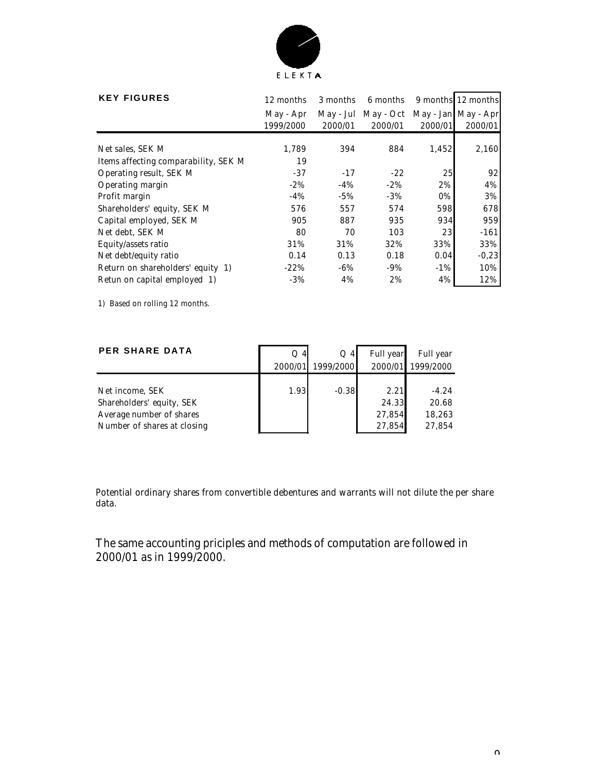ELEKTA

## KEY FIGURES

| | 12 months<br>May - Apr<br>1999/2000 | 3 months<br>May - Jul<br>2000/01 | 6 months<br>May - Oct<br>2000/01 | 9 months<br>May - Jan<br>2000/01 | 12 months<br>May - Apr<br>2000/01 |
|---|---|---|---|---|---|
| Net sales, SEK M | 1,789 | 394 | 884 | 1,452 | 2,160 |
| Items affecting comparability, SEK M | 19 | | | | |
| Operating result, SEK M | -37 | -17 | -22 | 25 | 92 |
| Operating margin | -2% | -4% | -2% | 2% | 4% |
| Profit margin | -4% | -5% | -3% | 0% | 3% |
| Shareholders' equity, SEK M | 576 | 557 | 574 | 598 | 678 |
| Capital employed, SEK M | 905 | 887 | 935 | 934 | 959 |
| Net debt, SEK M | 80 | 70 | 103 | 23 | -161 |
| Equity/assets ratio | 31% | 31% | 32% | 33% | 33% |
| Net debt/equity ratio | 0.14 | 0.13 | 0.18 | 0.04 | -0,23 |
| Return on shareholders' equity 1) | -22% | -6% | -9% | -1% | 10% |
| Retun on capital employed 1) | -3% | 4% | 2% | 4% | 12% |

1) Based on rolling 12 months.

## PER SHARE DATA

| | Q 4<br>2000/01 | Q 4<br>1999/2000 | Full year<br>2000/01 | Full year<br>1999/2000 |
|---|---|---|---|---|
| Net income, SEK | 1.93 | -0.38 | 2.21 | -4.24 |
| Shareholders' equity, SEK | | | 24.33 | 20.68 |
| Average number of shares | | | 27,854 | 18,263 |
| Number of shares at closing | | | 27,854 | 27,854 |

Potential ordinary shares from convertible debentures and warrants will not dilute the per share data.

The same accounting priciples and methods of computation are followed in 2000/01 as in 1999/2000.